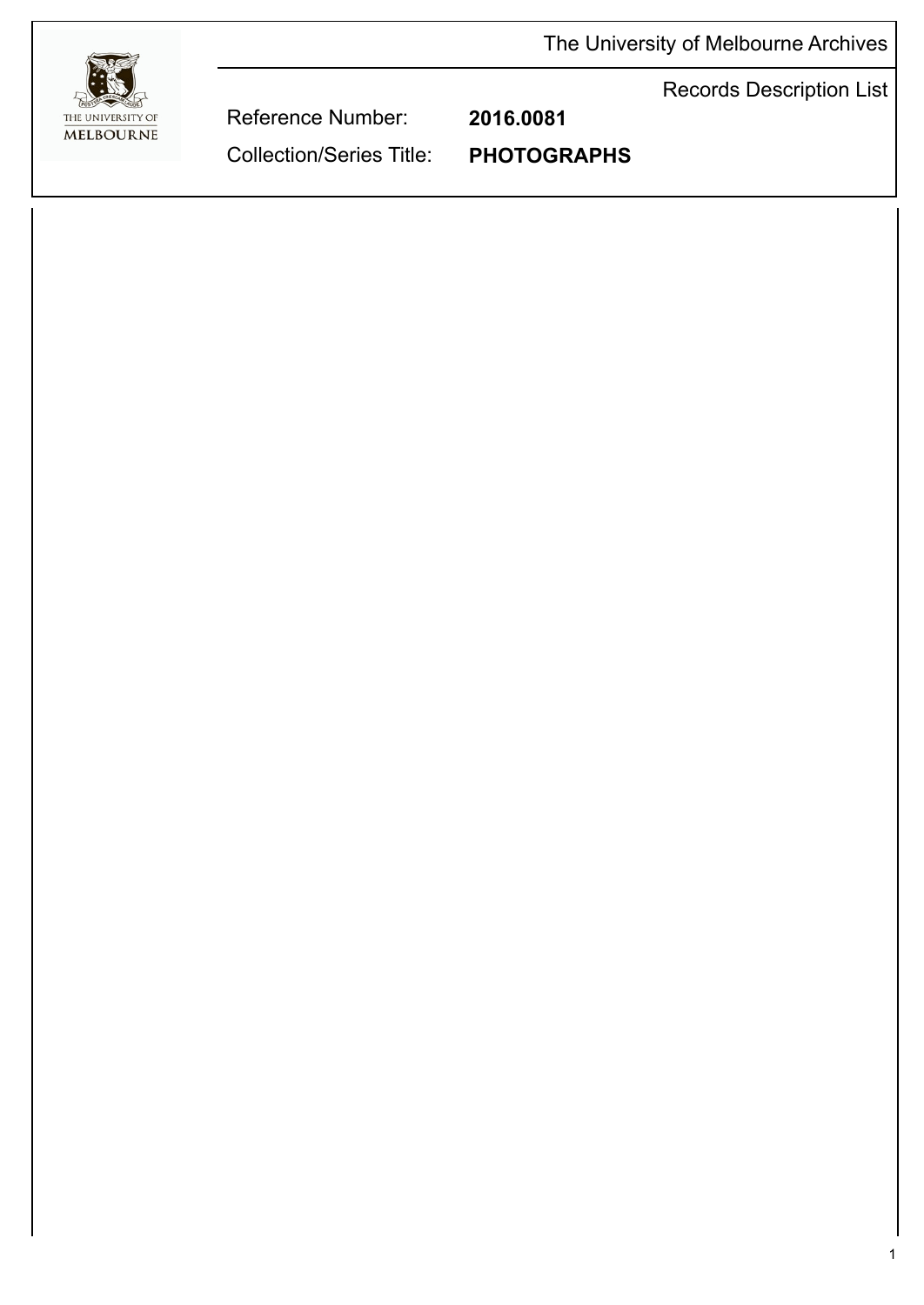The University of Melbourne Archives

Records Description List

Reference Number: **2016.0081**

Collection/Series Title: **PHOTOGRAPHS**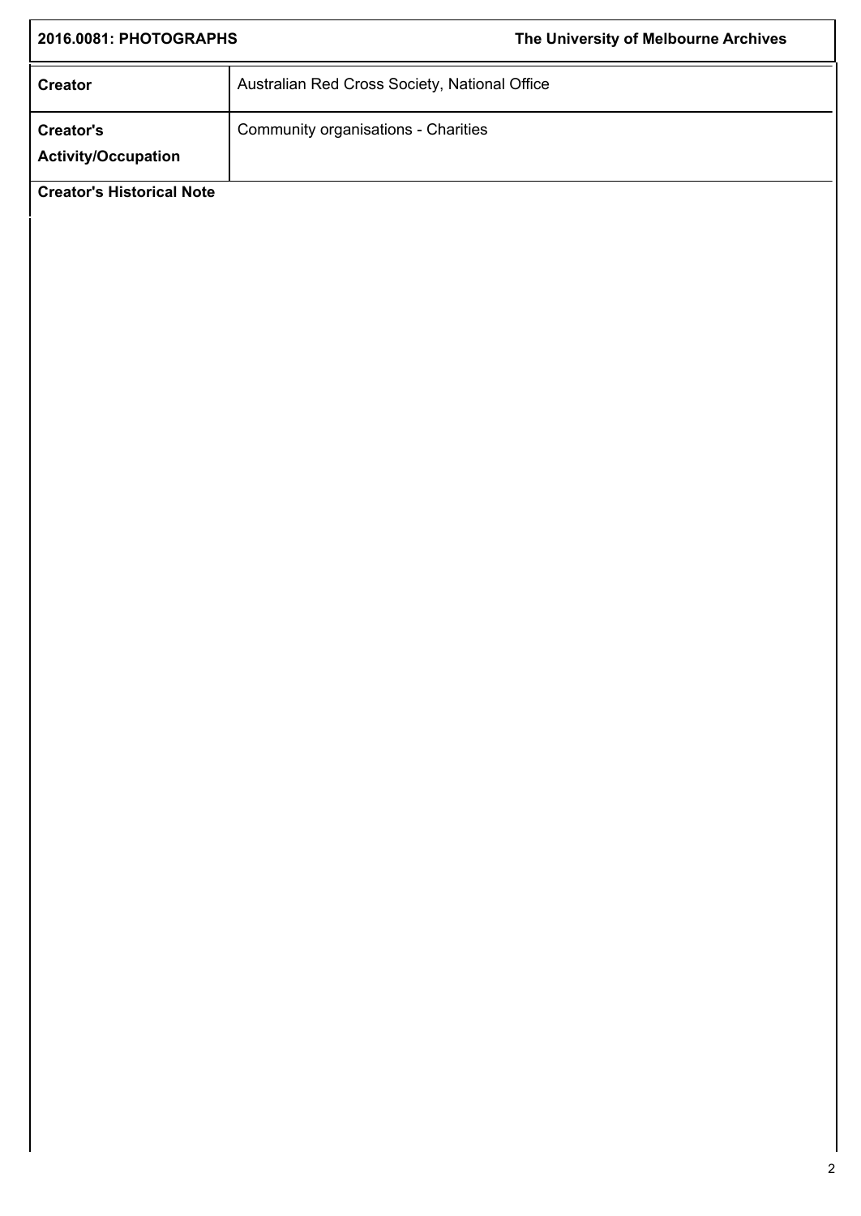| Creator | Australian Red Cross Society, National Office |
| --- | --- |
| Creator's Activity/Occupation | Community organisations - Charities |

**Creator's Historical Note**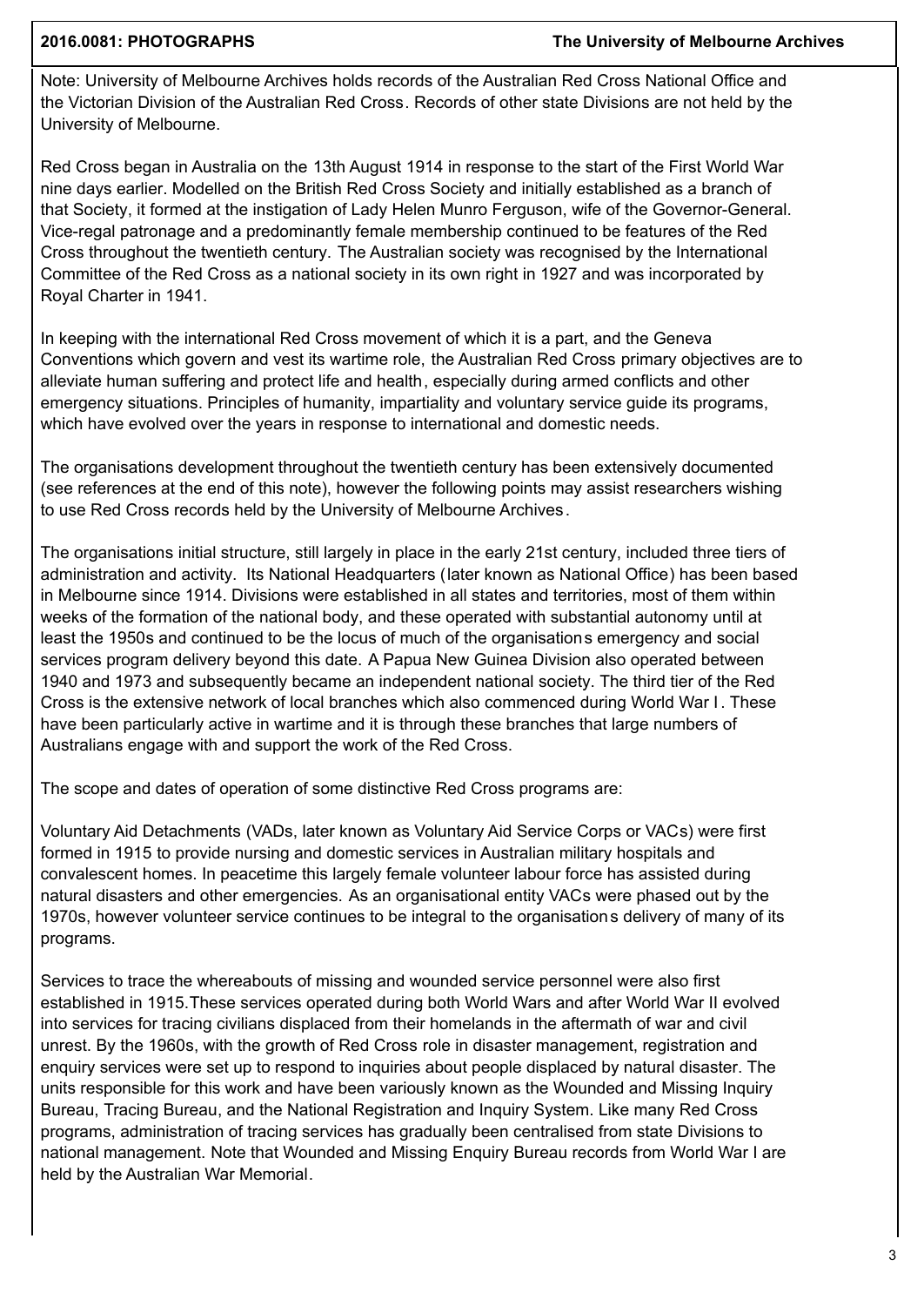Note: University of Melbourne Archives holds records of the Australian Red Cross National Office and the Victorian Division of the Australian Red Cross. Records of other state Divisions are not held by the University of Melbourne.

Red Cross began in Australia on the 13th August 1914 in response to the start of the First World War nine days earlier. Modelled on the British Red Cross Society and initially established as a branch of that Society, it formed at the instigation of Lady Helen Munro Ferguson, wife of the Governor-General. Vice-regal patronage and a predominantly female membership continued to be features of the Red Cross throughout the twentieth century. The Australian society was recognised by the International Committee of the Red Cross as a national society in its own right in 1927 and was incorporated by Royal Charter in 1941.

In keeping with the international Red Cross movement of which it is a part, and the Geneva Conventions which govern and vest its wartime role, the Australian Red Cross primary objectives are to alleviate human suffering and protect life and health, especially during armed conflicts and other emergency situations. Principles of humanity, impartiality and voluntary service guide its programs, which have evolved over the years in response to international and domestic needs.

The organisations development throughout the twentieth century has been extensively documented (see references at the end of this note), however the following points may assist researchers wishing to use Red Cross records held by the University of Melbourne Archives.

The organisations initial structure, still largely in place in the early 21st century, included three tiers of administration and activity. Its National Headquarters (later known as National Office) has been based in Melbourne since 1914. Divisions were established in all states and territories, most of them within weeks of the formation of the national body, and these operated with substantial autonomy until at least the 1950s and continued to be the locus of much of the organisations emergency and social services program delivery beyond this date. A Papua New Guinea Division also operated between 1940 and 1973 and subsequently became an independent national society. The third tier of the Red Cross is the extensive network of local branches which also commenced during World War I. These have been particularly active in wartime and it is through these branches that large numbers of Australians engage with and support the work of the Red Cross.

The scope and dates of operation of some distinctive Red Cross programs are:

Voluntary Aid Detachments (VADs, later known as Voluntary Aid Service Corps or VACs) were first formed in 1915 to provide nursing and domestic services in Australian military hospitals and convalescent homes. In peacetime this largely female volunteer labour force has assisted during natural disasters and other emergencies. As an organisational entity VACs were phased out by the 1970s, however volunteer service continues to be integral to the organisations delivery of many of its programs.

Services to trace the whereabouts of missing and wounded service personnel were also first established in 1915.These services operated during both World Wars and after World War II evolved into services for tracing civilians displaced from their homelands in the aftermath of war and civil unrest. By the 1960s, with the growth of Red Cross role in disaster management, registration and enquiry services were set up to respond to inquiries about people displaced by natural disaster. The units responsible for this work and have been variously known as the Wounded and Missing Inquiry Bureau, Tracing Bureau, and the National Registration and Inquiry System. Like many Red Cross programs, administration of tracing services has gradually been centralised from state Divisions to national management. Note that Wounded and Missing Enquiry Bureau records from World War I are held by the Australian War Memorial.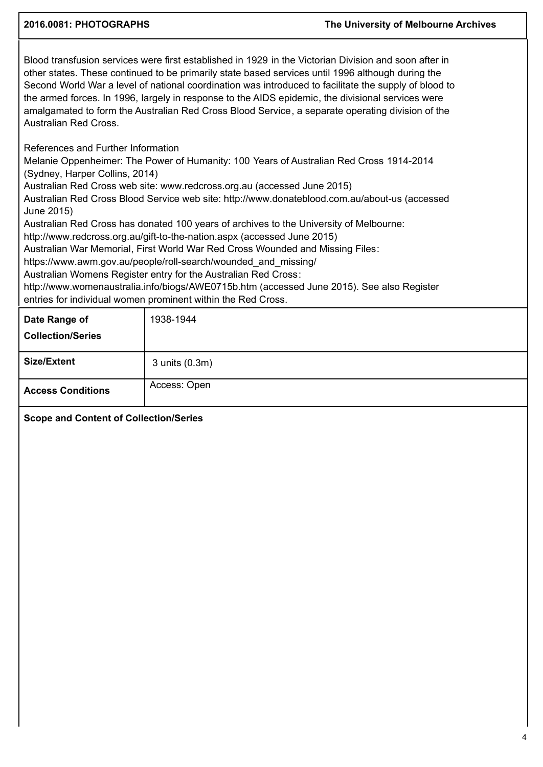Blood transfusion services were first established in 1929 in the Victorian Division and soon after in other states. These continued to be primarily state based services until 1996 although during the Second World War a level of national coordination was introduced to facilitate the supply of blood to the armed forces. In 1996, largely in response to the AIDS epidemic, the divisional services were amalgamated to form the Australian Red Cross Blood Service, a separate operating division of the Australian Red Cross.

References and Further Information

Melanie Oppenheimer: The Power of Humanity: 100 Years of Australian Red Cross 1914-2014 (Sydney, Harper Collins, 2014)

Australian Red Cross web site: www.redcross.org.au (accessed June 2015)

Australian Red Cross Blood Service web site: http://www.donateblood.com.au/about-us (accessed June 2015)

Australian Red Cross has donated 100 years of archives to the University of Melbourne: http://www.redcross.org.au/gift-to-the-nation.aspx (accessed June 2015)

Australian War Memorial, First World War Red Cross Wounded and Missing Files: https://www.awm.gov.au/people/roll-search/wounded_and_missing/

Australian Womens Register entry for the Australian Red Cross: http://www.womenaustralia.info/biogs/AWE0715b.htm (accessed June 2015). See also Register entries for individual women prominent within the Red Cross.

| **Date Range of Collection/Series** | 1938-1944 |
| --- | --- |
| **Size/Extent** | 3 units (0.3m) |
| **Access Conditions** | Access: Open |

**Scope and Content of Collection/Series**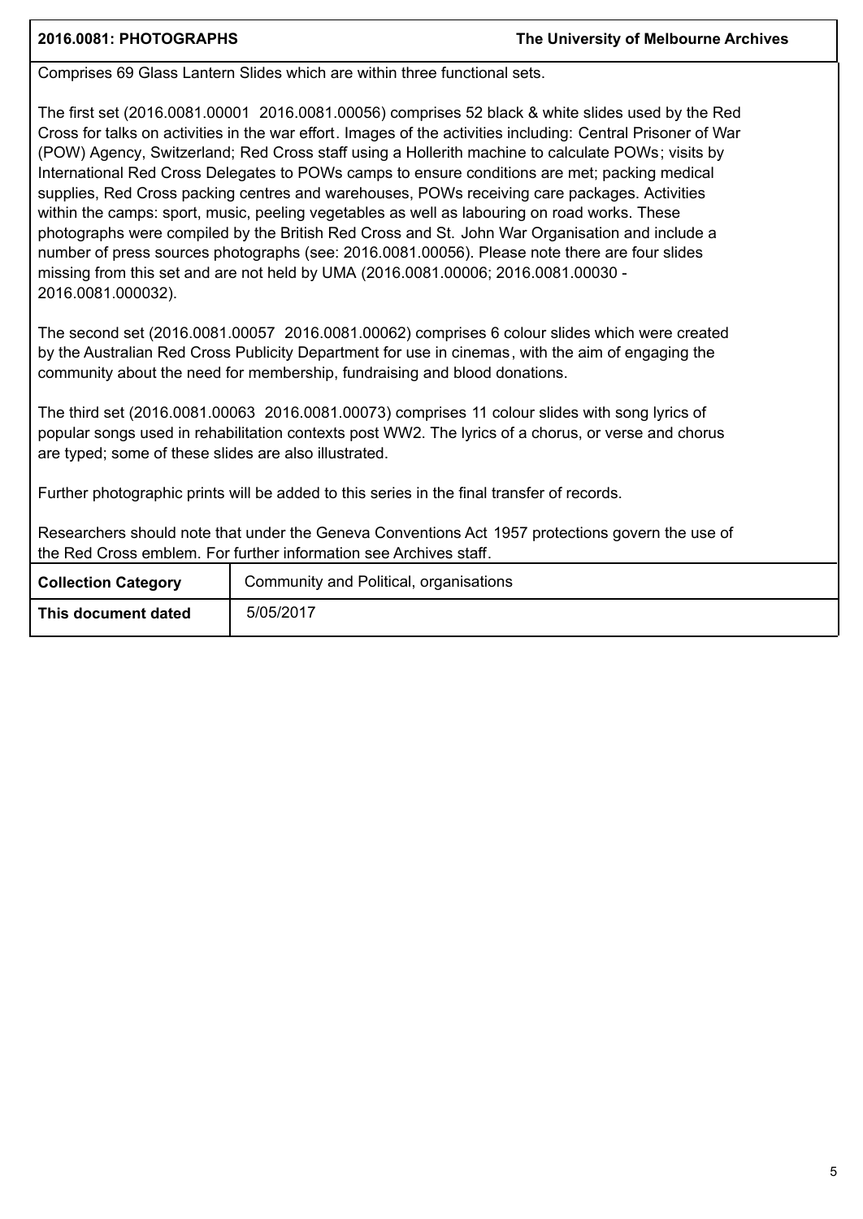**2016.0081: PHOTOGRAPHS** **The University of Melbourne Archives**

Comprises 69 Glass Lantern Slides which are within three functional sets.

The first set (2016.0081.00001 2016.0081.00056) comprises 52 black & white slides used by the Red Cross for talks on activities in the war effort. Images of the activities including: Central Prisoner of War (POW) Agency, Switzerland; Red Cross staff using a Hollerith machine to calculate POWs; visits by International Red Cross Delegates to POWs camps to ensure conditions are met; packing medical supplies, Red Cross packing centres and warehouses, POWs receiving care packages. Activities within the camps: sport, music, peeling vegetables as well as labouring on road works. These photographs were compiled by the British Red Cross and St. John War Organisation and include a number of press sources photographs (see: 2016.0081.00056). Please note there are four slides missing from this set and are not held by UMA (2016.0081.00006; 2016.0081.00030 - 2016.0081.000032).

The second set (2016.0081.00057 2016.0081.00062) comprises 6 colour slides which were created by the Australian Red Cross Publicity Department for use in cinemas, with the aim of engaging the community about the need for membership, fundraising and blood donations.

The third set (2016.0081.00063 2016.0081.00073) comprises 11 colour slides with song lyrics of popular songs used in rehabilitation contexts post WW2. The lyrics of a chorus, or verse and chorus are typed; some of these slides are also illustrated.

Further photographic prints will be added to this series in the final transfer of records.

Researchers should note that under the Geneva Conventions Act 1957 protections govern the use of the Red Cross emblem. For further information see Archives staff.

| **Collection Category** | Community and Political, organisations |
| --- | --- |
| **This document dated** | 5/05/2017 |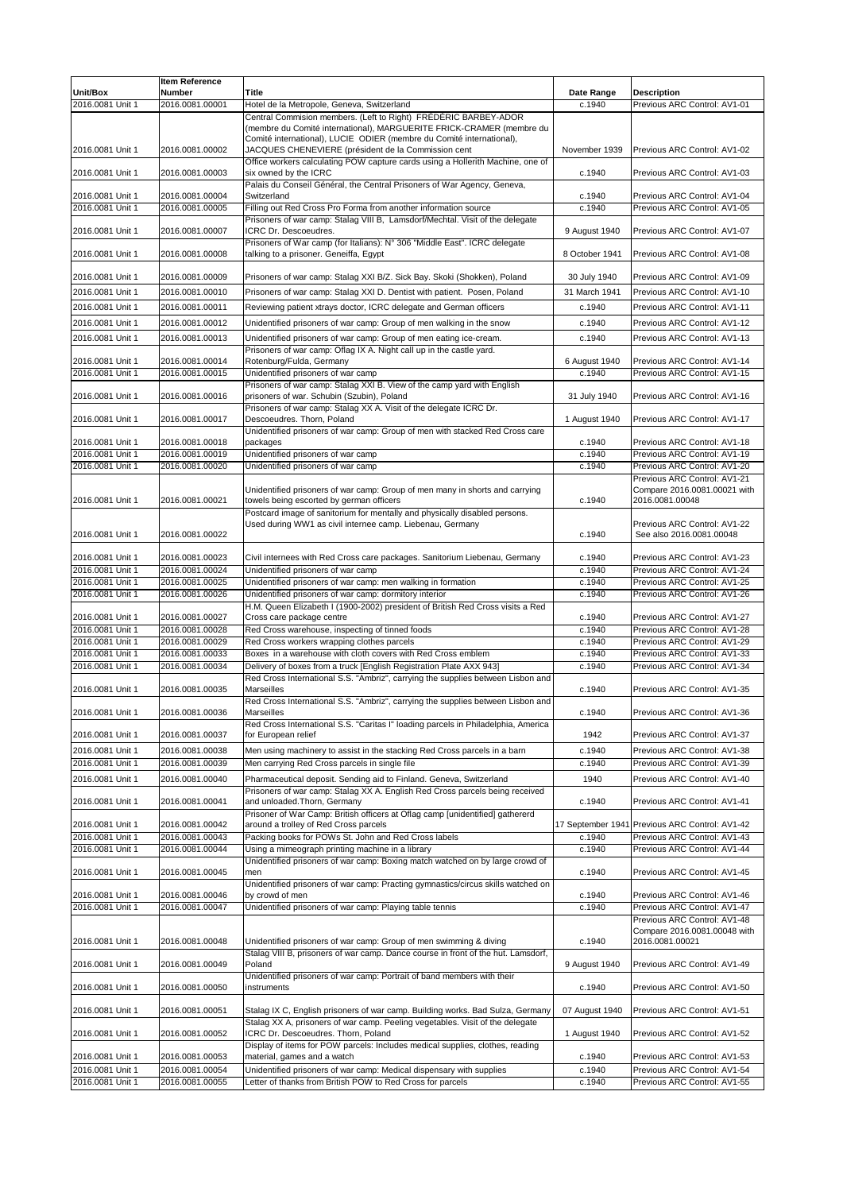| Unit/Box | Item Reference Number | Title | Date Range | Description |
|---|---|---|---|---|
| 2016.0081 Unit 1 | 2016.0081.00001 | Hotel de la Metropole, Geneva, Switzerland | c.1940 | Previous ARC Control: AV1-01 |
| 2016.0081 Unit 1 | 2016.0081.00002 | Central Commision members. (Left to Right) FRÉDÉRIC BARBEY-ADOR (membre du Comité international), MARGUERITE FRICK-CRAMER (membre du Comité international), LUCIE ODIER (membre du Comité international), JACQUES CHENEVIERE (président de la Commission cent | November 1939 | Previous ARC Control: AV1-02 |
| 2016.0081 Unit 1 | 2016.0081.00003 | Office workers calculating POW capture cards using a Hollerith Machine, one of six owned by the ICRC | c.1940 | Previous ARC Control: AV1-03 |
| 2016.0081 Unit 1 | 2016.0081.00004 | Palais du Conseil Général, the Central Prisoners of War Agency, Geneva, Switzerland | c.1940 | Previous ARC Control: AV1-04 |
| 2016.0081 Unit 1 | 2016.0081.00005 | Filling out Red Cross Pro Forma from another information source | c.1940 | Previous ARC Control: AV1-05 |
| 2016.0081 Unit 1 | 2016.0081.00007 | Prisoners of war camp: Stalag VIII B, Lamsdorf/Mechtal. Visit of the delegate ICRC Dr. Descoeudres. | 9 August 1940 | Previous ARC Control: AV1-07 |
| 2016.0081 Unit 1 | 2016.0081.00008 | Prisoners of War camp (for Italians): N° 306 "Middle East". ICRC delegate talking to a prisoner. Geneiffa, Egypt | 8 October 1941 | Previous ARC Control: AV1-08 |
| 2016.0081 Unit 1 | 2016.0081.00009 | Prisoners of war camp: Stalag XXI B/Z. Sick Bay. Skoki (Shokken), Poland | 30 July 1940 | Previous ARC Control: AV1-09 |
| 2016.0081 Unit 1 | 2016.0081.00010 | Prisoners of war camp: Stalag XXI D. Dentist with patient. Posen, Poland | 31 March 1941 | Previous ARC Control: AV1-10 |
| 2016.0081 Unit 1 | 2016.0081.00011 | Reviewing patient xtrays doctor, ICRC delegate and German officers | c.1940 | Previous ARC Control: AV1-11 |
| 2016.0081 Unit 1 | 2016.0081.00012 | Unidentified prisoners of war camp: Group of men walking in the snow | c.1940 | Previous ARC Control: AV1-12 |
| 2016.0081 Unit 1 | 2016.0081.00013 | Unidentified prisoners of war camp: Group of men eating ice-cream. | c.1940 | Previous ARC Control: AV1-13 |
| 2016.0081 Unit 1 | 2016.0081.00014 | Prisoners of war camp: Oflag IX A. Night call up in the castle yard. Rotenburg/Fulda, Germany | 6 August 1940 | Previous ARC Control: AV1-14 |
| 2016.0081 Unit 1 | 2016.0081.00015 | Unidentified prisoners of war camp | c.1940 | Previous ARC Control: AV1-15 |
| 2016.0081 Unit 1 | 2016.0081.00016 | Prisoners of war camp: Stalag XXI B. View of the camp yard with English prisoners of war. Schubin (Szubin), Poland | 31 July 1940 | Previous ARC Control: AV1-16 |
| 2016.0081 Unit 1 | 2016.0081.00017 | Prisoners of war camp: Stalag XX A. Visit of the delegate ICRC Dr. Descoeudres. Thorn, Poland | 1 August 1940 | Previous ARC Control: AV1-17 |
| 2016.0081 Unit 1 | 2016.0081.00018 | Unidentified prisoners of war camp: Group of men with stacked Red Cross care packages | c.1940 | Previous ARC Control: AV1-18 |
| 2016.0081 Unit 1 | 2016.0081.00019 | Unidentified prisoners of war camp | c.1940 | Previous ARC Control: AV1-19 |
| 2016.0081 Unit 1 | 2016.0081.00020 | Unidentified prisoners of war camp | c.1940 | Previous ARC Control: AV1-20 |
| 2016.0081 Unit 1 | 2016.0081.00021 | Unidentified prisoners of war camp: Group of men many in shorts and carrying towels being escorted by german officers | c.1940 | Previous ARC Control: AV1-21 Compare 2016.0081.00021 with 2016.0081.00048 |
| 2016.0081 Unit 1 | 2016.0081.00022 | Postcard image of sanitorium for mentally and physically disabled persons. Used during WW1 as civil internee camp. Liebenau, Germany | c.1940 | Previous ARC Control: AV1-22 See also 2016.0081.00048 |
| 2016.0081 Unit 1 | 2016.0081.00023 | Civil internees with Red Cross care packages. Sanitorium Liebenau, Germany | c.1940 | Previous ARC Control: AV1-23 |
| 2016.0081 Unit 1 | 2016.0081.00024 | Unidentified prisoners of war camp | c.1940 | Previous ARC Control: AV1-24 |
| 2016.0081 Unit 1 | 2016.0081.00025 | Unidentified prisoners of war camp: men walking in formation | c.1940 | Previous ARC Control: AV1-25 |
| 2016.0081 Unit 1 | 2016.0081.00026 | Unidentified prisoners of war camp: dormitory interior | c.1940 | Previous ARC Control: AV1-26 |
| 2016.0081 Unit 1 | 2016.0081.00027 | H.M. Queen Elizabeth I (1900-2002) president of British Red Cross visits a Red Cross care package centre | c.1940 | Previous ARC Control: AV1-27 |
| 2016.0081 Unit 1 | 2016.0081.00028 | Red Cross warehouse, inspecting of tinned foods | c.1940 | Previous ARC Control: AV1-28 |
| 2016.0081 Unit 1 | 2016.0081.00029 | Red Cross workers wrapping clothes parcels | c.1940 | Previous ARC Control: AV1-29 |
| 2016.0081 Unit 1 | 2016.0081.00033 | Boxes in a warehouse with cloth covers with Red Cross emblem | c.1940 | Previous ARC Control: AV1-33 |
| 2016.0081 Unit 1 | 2016.0081.00034 | Delivery of boxes from a truck [English Registration Plate AXX 943] | c.1940 | Previous ARC Control: AV1-34 |
| 2016.0081 Unit 1 | 2016.0081.00035 | Red Cross International S.S. "Ambriz", carrying the supplies between Lisbon and Marseilles | c.1940 | Previous ARC Control: AV1-35 |
| 2016.0081 Unit 1 | 2016.0081.00036 | Red Cross International S.S. "Ambriz", carrying the supplies between Lisbon and Marseilles | c.1940 | Previous ARC Control: AV1-36 |
| 2016.0081 Unit 1 | 2016.0081.00037 | Red Cross International S.S. "Caritas I" loading parcels in Philadelphia, America for European relief | 1942 | Previous ARC Control: AV1-37 |
| 2016.0081 Unit 1 | 2016.0081.00038 | Men using machinery to assist in the stacking Red Cross parcels in a barn | c.1940 | Previous ARC Control: AV1-38 |
| 2016.0081 Unit 1 | 2016.0081.00039 | Men carrying Red Cross parcels in single file | c.1940 | Previous ARC Control: AV1-39 |
| 2016.0081 Unit 1 | 2016.0081.00040 | Pharmaceutical deposit. Sending aid to Finland. Geneva, Switzerland | 1940 | Previous ARC Control: AV1-40 |
| 2016.0081 Unit 1 | 2016.0081.00041 | Prisoners of war camp: Stalag XX A. English Red Cross parcels being received and unloaded.Thorn, Germany | c.1940 | Previous ARC Control: AV1-41 |
| 2016.0081 Unit 1 | 2016.0081.00042 | Prisoner of War Camp: British officers at Oflag camp [unidentified] gathererd around a trolley of Red Cross parcels | 17 September 1941 | Previous ARC Control: AV1-42 |
| 2016.0081 Unit 1 | 2016.0081.00043 | Packing books for POWs St. John and Red Cross labels | c.1940 | Previous ARC Control: AV1-43 |
| 2016.0081 Unit 1 | 2016.0081.00044 | Using a mimeograph printing machine in a library | c.1940 | Previous ARC Control: AV1-44 |
| 2016.0081 Unit 1 | 2016.0081.00045 | Unidentified prisoners of war camp: Boxing match watched on by large crowd of men | c.1940 | Previous ARC Control: AV1-45 |
| 2016.0081 Unit 1 | 2016.0081.00046 | Unidentified prisoners of war camp: Practing gymnastics/circus skills watched on by crowd of men | c.1940 | Previous ARC Control: AV1-46 |
| 2016.0081 Unit 1 | 2016.0081.00047 | Unidentified prisoners of war camp: Playing table tennis | c.1940 | Previous ARC Control: AV1-47 |
| 2016.0081 Unit 1 | 2016.0081.00048 | Unidentified prisoners of war camp: Group of men swimming & diving | c.1940 | Previous ARC Control: AV1-48 Compare 2016.0081.00048 with 2016.0081.00021 |
| 2016.0081 Unit 1 | 2016.0081.00049 | Stalag VIII B, prisoners of war camp. Dance course in front of the hut. Lamsdorf, Poland | 9 August 1940 | Previous ARC Control: AV1-49 |
| 2016.0081 Unit 1 | 2016.0081.00050 | Unidentified prisoners of war camp: Portrait of band members with their instruments | c.1940 | Previous ARC Control: AV1-50 |
| 2016.0081 Unit 1 | 2016.0081.00051 | Stalag IX C, English prisoners of war camp. Building works. Bad Sulza, Germany | 07 August 1940 | Previous ARC Control: AV1-51 |
| 2016.0081 Unit 1 | 2016.0081.00052 | Stalag XX A, prisoners of war camp. Peeling vegetables. Visit of the delegate ICRC Dr. Descoeudres. Thorn, Poland | 1 August 1940 | Previous ARC Control: AV1-52 |
| 2016.0081 Unit 1 | 2016.0081.00053 | Display of items for POW parcels: Includes medical supplies, clothes, reading material, games and a watch | c.1940 | Previous ARC Control: AV1-53 |
| 2016.0081 Unit 1 | 2016.0081.00054 | Unidentified prisoners of war camp: Medical dispensary with supplies | c.1940 | Previous ARC Control: AV1-54 |
| 2016.0081 Unit 1 | 2016.0081.00055 | Letter of thanks from British POW to Red Cross for parcels | c.1940 | Previous ARC Control: AV1-55 |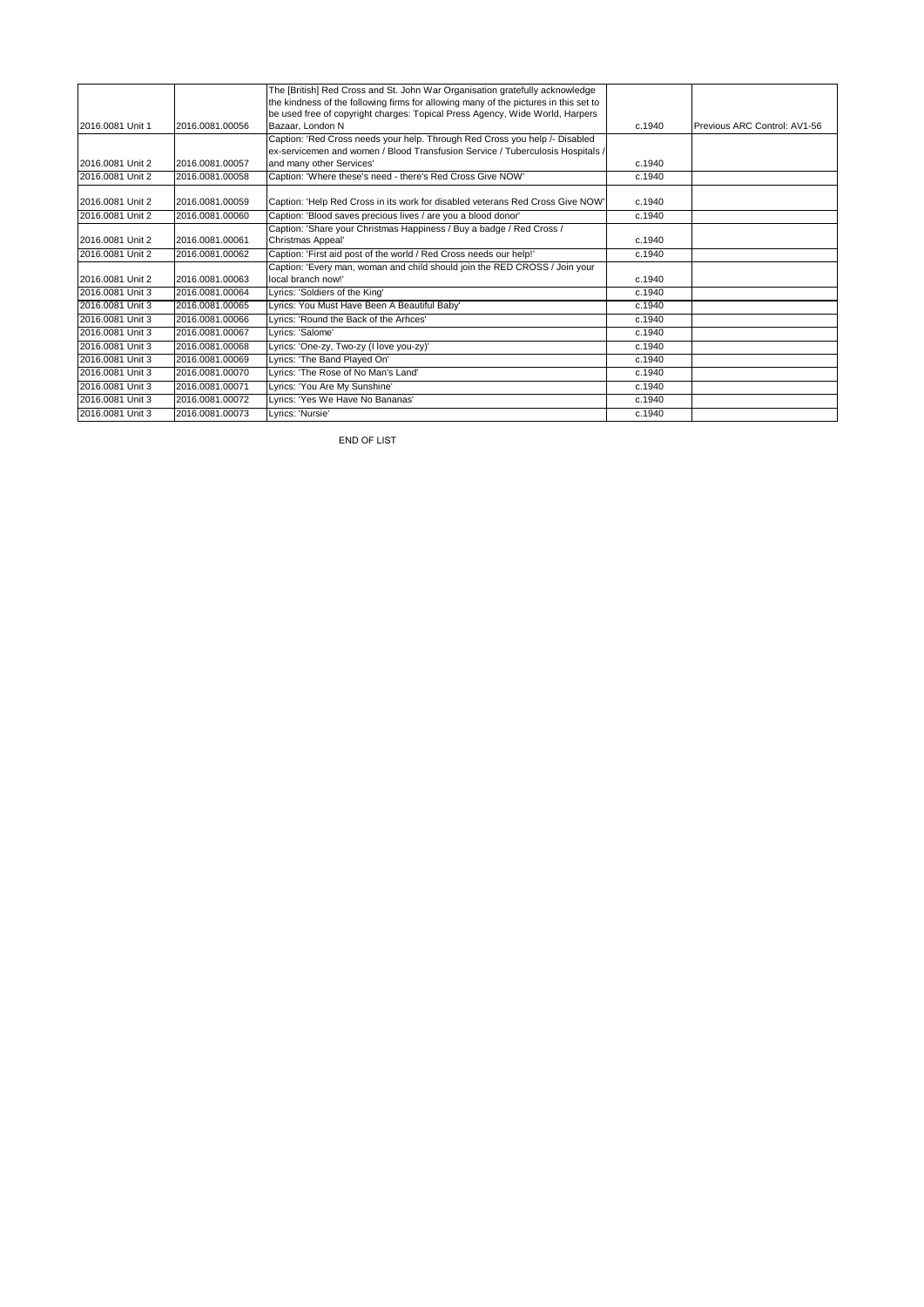| | | | | |
|---|---|---|---|---|
| 2016.0081 Unit 1 | 2016.0081.00056 | The [British] Red Cross and St. John War Organisation gratefully acknowledge the kindness of the following firms for allowing many of the pictures in this set to be used free of copyright charges: Topical Press Agency, Wide World, Harpers Bazaar, London N | c.1940 | Previous ARC Control: AV1-56 |
| 2016.0081 Unit 2 | 2016.0081.00057 | Caption: 'Red Cross needs your help. Through Red Cross you help /- Disabled ex-servicemen and women / Blood Transfusion Service / Tuberculosis Hospitals / and many other Services' | c.1940 | |
| 2016.0081 Unit 2 | 2016.0081.00058 | Caption: 'Where these's need - there's Red Cross Give NOW' | c.1940 | |
| 2016.0081 Unit 2 | 2016.0081.00059 | Caption: 'Help Red Cross in its work for disabled veterans Red Cross Give NOW' | c.1940 | |
| 2016.0081 Unit 2 | 2016.0081.00060 | Caption: 'Blood saves precious lives / are you a blood donor' | c.1940 | |
| 2016.0081 Unit 2 | 2016.0081.00061 | Caption: 'Share your Christmas Happiness / Buy a badge / Red Cross / Christmas Appeal' | c.1940 | |
| 2016.0081 Unit 2 | 2016.0081.00062 | Caption: 'First aid post of the world / Red Cross needs our help!' | c.1940 | |
| 2016.0081 Unit 2 | 2016.0081.00063 | Caption: 'Every man, woman and child should join the RED CROSS / Join your local branch now!' | c.1940 | |
| 2016.0081 Unit 3 | 2016.0081.00064 | Lyrics: 'Soldiers of the King' | c.1940 | |
| 2016.0081 Unit 3 | 2016.0081.00065 | Lyrics: You Must Have Been A Beautiful Baby' | c.1940 | |
| 2016.0081 Unit 3 | 2016.0081.00066 | Lyrics: 'Round the Back of the Arhces' | c.1940 | |
| 2016.0081 Unit 3 | 2016.0081.00067 | Lyrics: 'Salome' | c.1940 | |
| 2016.0081 Unit 3 | 2016.0081.00068 | Lyrics: 'One-zy, Two-zy (I love you-zy)' | c.1940 | |
| 2016.0081 Unit 3 | 2016.0081.00069 | Lyrics: 'The Band Played On' | c.1940 | |
| 2016.0081 Unit 3 | 2016.0081.00070 | Lyrics: 'The Rose of No Man's Land' | c.1940 | |
| 2016.0081 Unit 3 | 2016.0081.00071 | Lyrics: 'You Are My Sunshine' | c.1940 | |
| 2016.0081 Unit 3 | 2016.0081.00072 | Lyrics: 'Yes We Have No Bananas' | c.1940 | |
| 2016.0081 Unit 3 | 2016.0081.00073 | Lyrics: 'Nursie' | c.1940 | |

END OF LIST